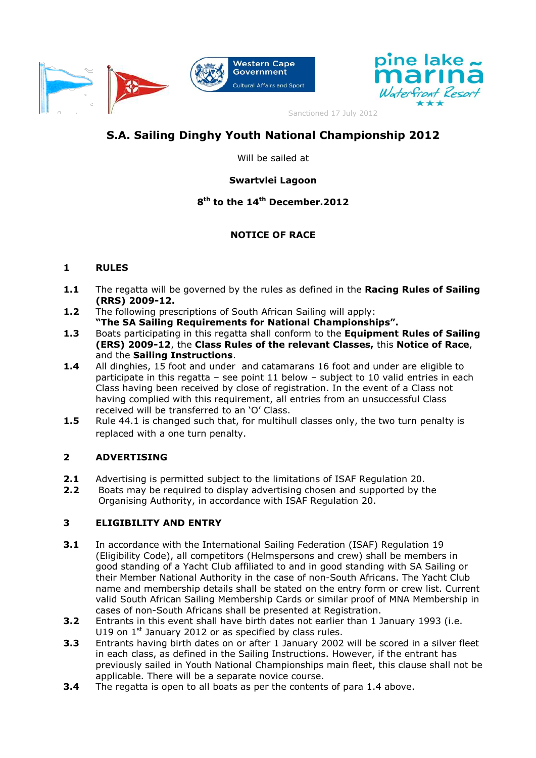Sanctioned 17 July 2012

# S.A. Sailing Dinghy Youth National Championship 2012

Will be sailed at

**Swartvlei Lagoon**

**8th to the 14th December.2012**

**NOTICE OF RACE**

## 1 RULES

**1.1** The regatta will be governed by the rules as defined in the **Racing Rules of Sailing (RRS) 2009-12.**

**1.2** The following prescriptions of South African Sailing will apply: **"The SA Sailing Requirements for National Championships".**

**1.3** Boats participating in this regatta shall conform to the **Equipment Rules of Sailing (ERS) 2009-12**, the **Class Rules of the relevant Classes,** this **Notice of Race**, and the **Sailing Instructions**.

**1.4** All dinghies, 15 foot and under and catamarans 16 foot and under are eligible to participate in this regatta – see point 11 below – subject to 10 valid entries in each Class having been received by close of registration. In the event of a Class not having complied with this requirement, all entries from an unsuccessful Class received will be transferred to an 'O' Class.

**1.5** Rule 44.1 is changed such that, for multihull classes only, the two turn penalty is replaced with a one turn penalty.

## 2 ADVERTISING

**2.1** Advertising is permitted subject to the limitations of ISAF Regulation 20.

**2.2** Boats may be required to display advertising chosen and supported by the Organising Authority, in accordance with ISAF Regulation 20.

## 3 ELIGIBILITY AND ENTRY

**3.1** In accordance with the International Sailing Federation (ISAF) Regulation 19 (Eligibility Code), all competitors (Helmspersons and crew) shall be members in good standing of a Yacht Club affiliated to and in good standing with SA Sailing or their Member National Authority in the case of non-South Africans. The Yacht Club name and membership details shall be stated on the entry form or crew list. Current valid South African Sailing Membership Cards or similar proof of MNA Membership in cases of non-South Africans shall be presented at Registration.

**3.2** Entrants in this event shall have birth dates not earlier than 1 January 1993 (i.e. U19 on 1st January 2012 or as specified by class rules.

**3.3** Entrants having birth dates on or after 1 January 2002 will be scored in a silver fleet in each class, as defined in the Sailing Instructions. However, if the entrant has previously sailed in Youth National Championships main fleet, this clause shall not be applicable. There will be a separate novice course.

**3.4** The regatta is open to all boats as per the contents of para 1.4 above.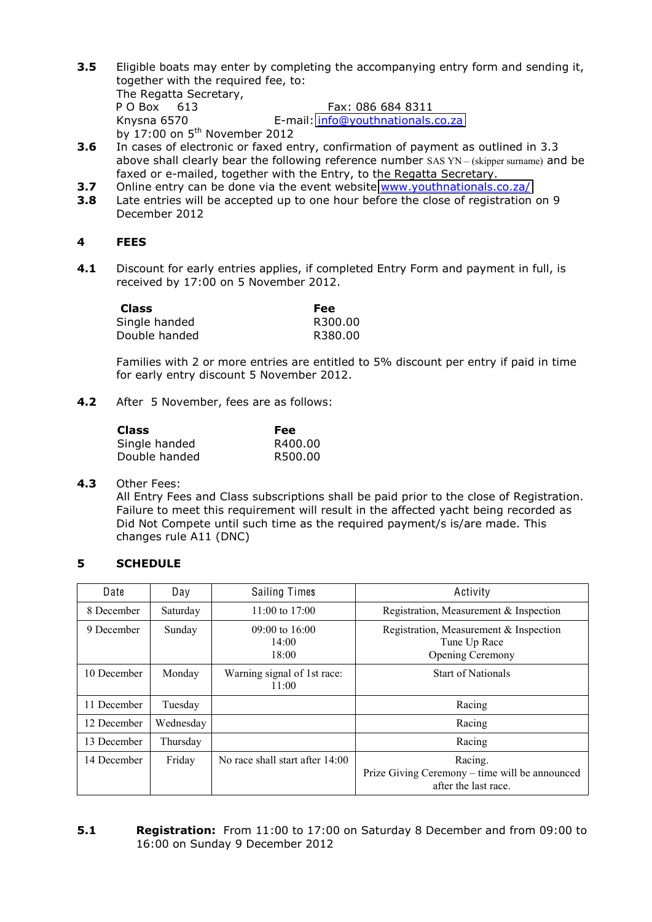**3.5** Eligible boats may enter by completing the accompanying entry form and sending it, together with the required fee, to:
The Regatta Secretary,
P O Box 613 Fax: 086 684 8311
Knysna 6570 E-mail: info@youthnationals.co.za
by 17:00 on 5th November 2012

**3.6** In cases of electronic or faxed entry, confirmation of payment as outlined in 3.3 above shall clearly bear the following reference number SAS YN – (skipper surname) and be faxed or e-mailed, together with the Entry, to the Regatta Secretary.

**3.7** Online entry can be done via the event website www.youthnationals.co.za/

**3.8** Late entries will be accepted up to one hour before the close of registration on 9 December 2012

## 4 FEES

**4.1** Discount for early entries applies, if completed Entry Form and payment in full, is received by 17:00 on 5 November 2012.

| Class | Fee |
|---|---|
| Single handed | R300.00 |
| Double handed | R380.00 |

Families with 2 or more entries are entitled to 5% discount per entry if paid in time for early entry discount 5 November 2012.

**4.2** After 5 November, fees are as follows:

| Class | Fee |
|---|---|
| Single handed | R400.00 |
| Double handed | R500.00 |

**4.3** Other Fees:
All Entry Fees and Class subscriptions shall be paid prior to the close of Registration. Failure to meet this requirement will result in the affected yacht being recorded as Did Not Compete until such time as the required payment/s is/are made. This changes rule A11 (DNC)

## 5 SCHEDULE

| Date | Day | Sailing Times | Activity |
|---|---|---|---|
| 8 December | Saturday | 11:00 to 17:00 | Registration, Measurement & Inspection |
| 9 December | Sunday | 09:00 to 16:00<br>14:00<br>18:00 | Registration, Measurement & Inspection<br>Tune Up Race<br>Opening Ceremony |
| 10 December | Monday | Warning signal of 1st race: 11:00 | Start of Nationals |
| 11 December | Tuesday | | Racing |
| 12 December | Wednesday | | Racing |
| 13 December | Thursday | | Racing |
| 14 December | Friday | No race shall start after 14:00 | Racing.<br>Prize Giving Ceremony – time will be announced after the last race. |

**5.1** **Registration:** From 11:00 to 17:00 on Saturday 8 December and from 09:00 to 16:00 on Sunday 9 December 2012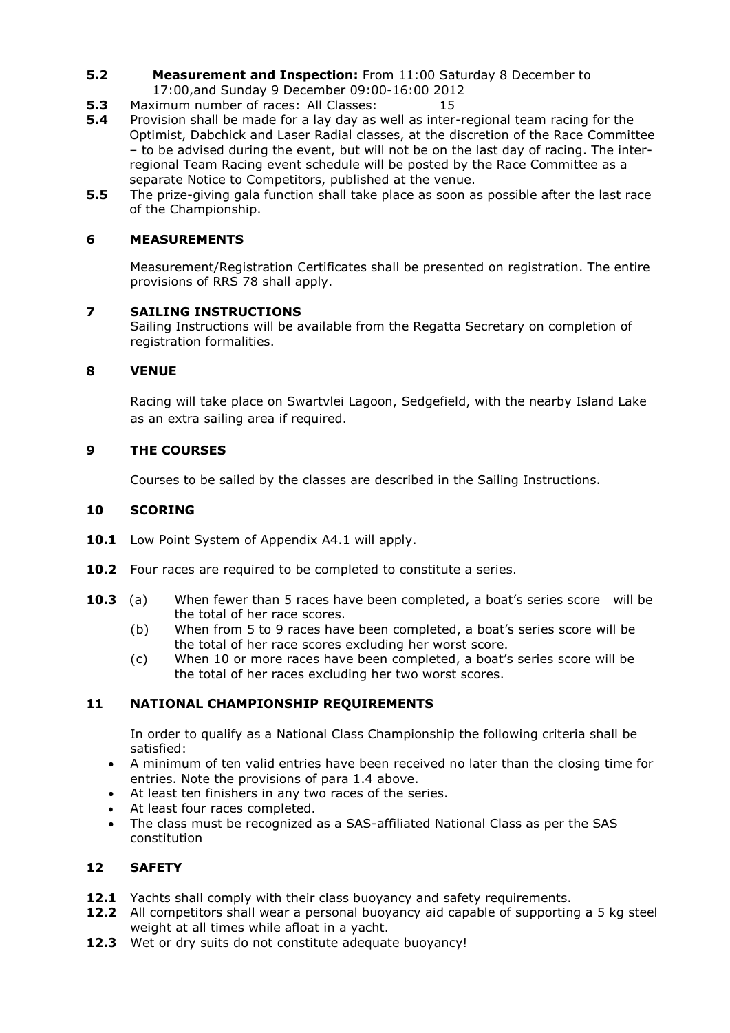**5.2** **Measurement and Inspection:** From 11:00 Saturday 8 December to 17:00,and Sunday 9 December 09:00-16:00 2012

**5.3** Maximum number of races: All Classes: 15

**5.4** Provision shall be made for a lay day as well as inter-regional team racing for the Optimist, Dabchick and Laser Radial classes, at the discretion of the Race Committee – to be advised during the event, but will not be on the last day of racing. The inter-regional Team Racing event schedule will be posted by the Race Committee as a separate Notice to Competitors, published at the venue.

**5.5** The prize-giving gala function shall take place as soon as possible after the last race of the Championship.

## 6 MEASUREMENTS

Measurement/Registration Certificates shall be presented on registration. The entire provisions of RRS 78 shall apply.

## 7 SAILING INSTRUCTIONS

Sailing Instructions will be available from the Regatta Secretary on completion of registration formalities.

## 8 VENUE

Racing will take place on Swartvlei Lagoon, Sedgefield, with the nearby Island Lake as an extra sailing area if required.

## 9 THE COURSES

Courses to be sailed by the classes are described in the Sailing Instructions.

## 10 SCORING

**10.1** Low Point System of Appendix A4.1 will apply.

**10.2** Four races are required to be completed to constitute a series.

**10.3** (a) When fewer than 5 races have been completed, a boat's series score will be the total of her race scores.

(b) When from 5 to 9 races have been completed, a boat's series score will be the total of her race scores excluding her worst score.

(c) When 10 or more races have been completed, a boat's series score will be the total of her races excluding her two worst scores.

## 11 NATIONAL CHAMPIONSHIP REQUIREMENTS

In order to qualify as a National Class Championship the following criteria shall be satisfied:

- A minimum of ten valid entries have been received no later than the closing time for entries. Note the provisions of para 1.4 above.
- At least ten finishers in any two races of the series.
- At least four races completed.
- The class must be recognized as a SAS-affiliated National Class as per the SAS constitution

## 12 SAFETY

**12.1** Yachts shall comply with their class buoyancy and safety requirements.

**12.2** All competitors shall wear a personal buoyancy aid capable of supporting a 5 kg steel weight at all times while afloat in a yacht.

**12.3** Wet or dry suits do not constitute adequate buoyancy!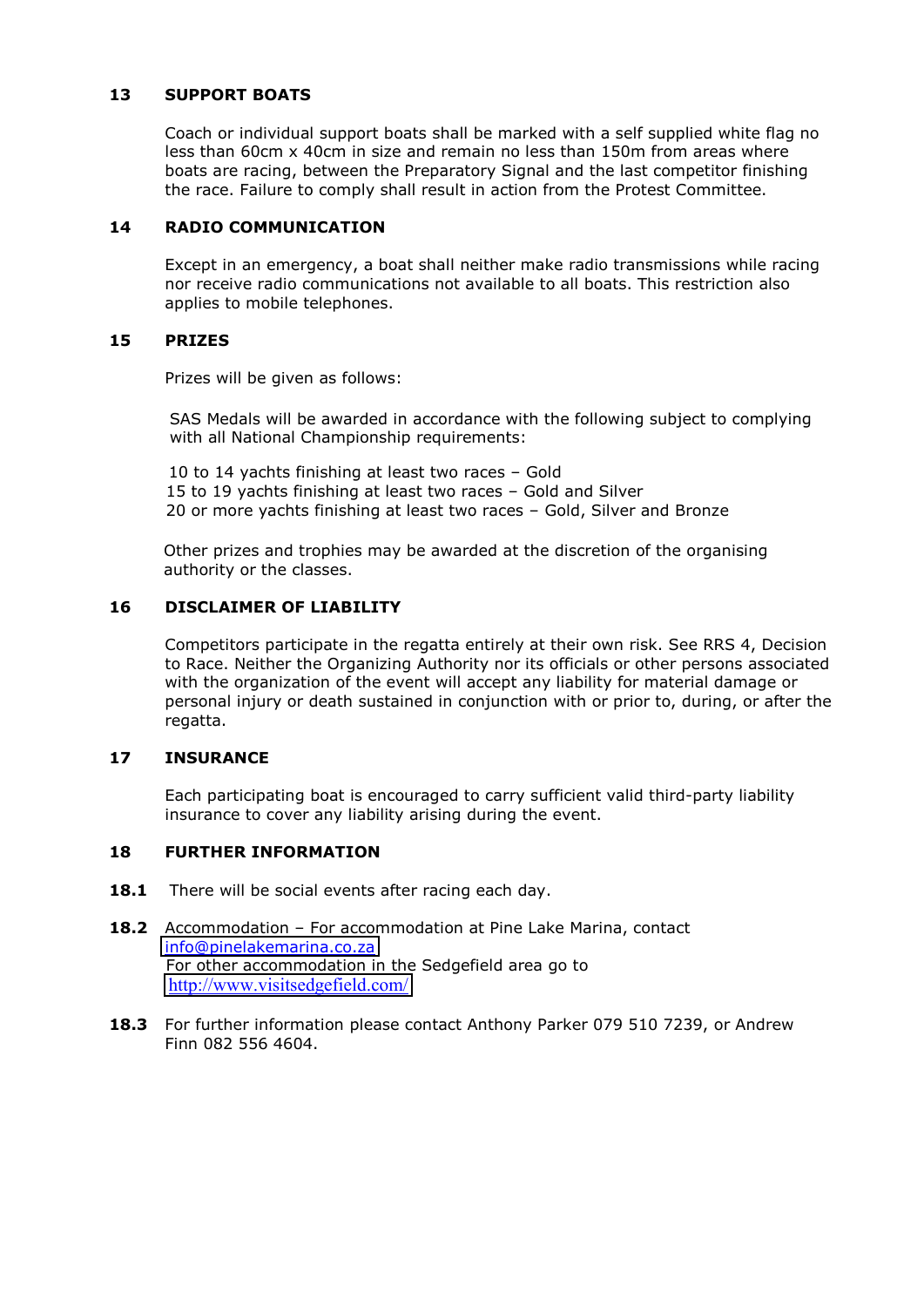## 13 SUPPORT BOATS

Coach or individual support boats shall be marked with a self supplied white flag no less than 60cm x 40cm in size and remain no less than 150m from areas where boats are racing, between the Preparatory Signal and the last competitor finishing the race. Failure to comply shall result in action from the Protest Committee.

## 14 RADIO COMMUNICATION

Except in an emergency, a boat shall neither make radio transmissions while racing nor receive radio communications not available to all boats. This restriction also applies to mobile telephones.

## 15 PRIZES

Prizes will be given as follows:

SAS Medals will be awarded in accordance with the following subject to complying with all National Championship requirements:

10 to 14 yachts finishing at least two races – Gold
15 to 19 yachts finishing at least two races – Gold and Silver
20 or more yachts finishing at least two races – Gold, Silver and Bronze

Other prizes and trophies may be awarded at the discretion of the organising authority or the classes.

## 16 DISCLAIMER OF LIABILITY

Competitors participate in the regatta entirely at their own risk. See RRS 4, Decision to Race. Neither the Organizing Authority nor its officials or other persons associated with the organization of the event will accept any liability for material damage or personal injury or death sustained in conjunction with or prior to, during, or after the regatta.

## 17 INSURANCE

Each participating boat is encouraged to carry sufficient valid third-party liability insurance to cover any liability arising during the event.

## 18 FURTHER INFORMATION

**18.1** There will be social events after racing each day.

**18.2** Accommodation – For accommodation at Pine Lake Marina, contact info@pinelakemarina.co.za
For other accommodation in the Sedgefield area go to http://www.visitsedgefield.com/

**18.3** For further information please contact Anthony Parker 079 510 7239, or Andrew Finn 082 556 4604.